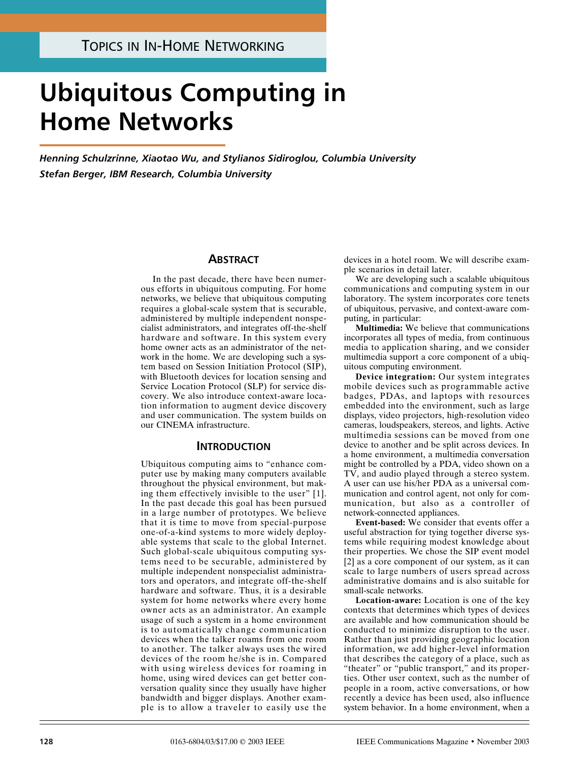Topics in In-Home Networking

# Ubiquitous Computing in Home Networks

*Henning Schulzrinne, Xiaotao Wu, and Stylianos Sidiroglou, Columbia University*
*Stefan Berger, IBM Research, Columbia University*

## Abstract

In the past decade, there have been numerous efforts in ubiquitous computing. For home networks, we believe that ubiquitous computing requires a global-scale system that is securable, administered by multiple independent nonspecialist administrators, and integrates off-the-shelf hardware and software. In this system every home owner acts as an administrator of the network in the home. We are developing such a system based on Session Initiation Protocol (SIP), with Bluetooth devices for location sensing and Service Location Protocol (SLP) for service discovery. We also introduce context-aware location information to augment device discovery and user communication. The system builds on our CINEMA infrastructure.

## Introduction

Ubiquitous computing aims to "enhance computer use by making many computers available throughout the physical environment, but making them effectively invisible to the user" [1]. In the past decade this goal has been pursued in a large number of prototypes. We believe that it is time to move from special-purpose one-of-a-kind systems to more widely deployable systems that scale to the global Internet. Such global-scale ubiquitous computing systems need to be securable, administered by multiple independent nonspecialist administrators and operators, and integrate off-the-shelf hardware and software. Thus, it is a desirable system for home networks where every home owner acts as an administrator. An example usage of such a system in a home environment is to automatically change communication devices when the talker roams from one room to another. The talker always uses the wired devices of the room he/she is in. Compared with using wireless devices for roaming in home, using wired devices can get better conversation quality since they usually have higher bandwidth and bigger displays. Another example is to allow a traveler to easily use the devices in a hotel room. We will describe example scenarios in detail later.

We are developing such a scalable ubiquitous communications and computing system in our laboratory. The system incorporates core tenets of ubiquitous, pervasive, and context-aware computing, in particular:

**Multimedia:** We believe that communications incorporates all types of media, from continuous media to application sharing, and we consider multimedia support a core component of a ubiquitous computing environment.

**Device integration:** Our system integrates mobile devices such as programmable active badges, PDAs, and laptops with resources embedded into the environment, such as large displays, video projectors, high-resolution video cameras, loudspeakers, stereos, and lights. Active multimedia sessions can be moved from one device to another and be split across devices. In a home environment, a multimedia conversation might be controlled by a PDA, video shown on a TV, and audio played through a stereo system. A user can use his/her PDA as a universal communication and control agent, not only for communication, but also as a controller of network-connected appliances.

**Event-based:** We consider that events offer a useful abstraction for tying together diverse systems while requiring modest knowledge about their properties. We chose the SIP event model [2] as a core component of our system, as it can scale to large numbers of users spread across administrative domains and is also suitable for small-scale networks.

**Location-aware:** Location is one of the key contexts that determines which types of devices are available and how communication should be conducted to minimize disruption to the user. Rather than just providing geographic location information, we add higher-level information that describes the category of a place, such as "theater" or "public transport," and its properties. Other user context, such as the number of people in a room, active conversations, or how recently a device has been used, also influence system behavior. In a home environment, when a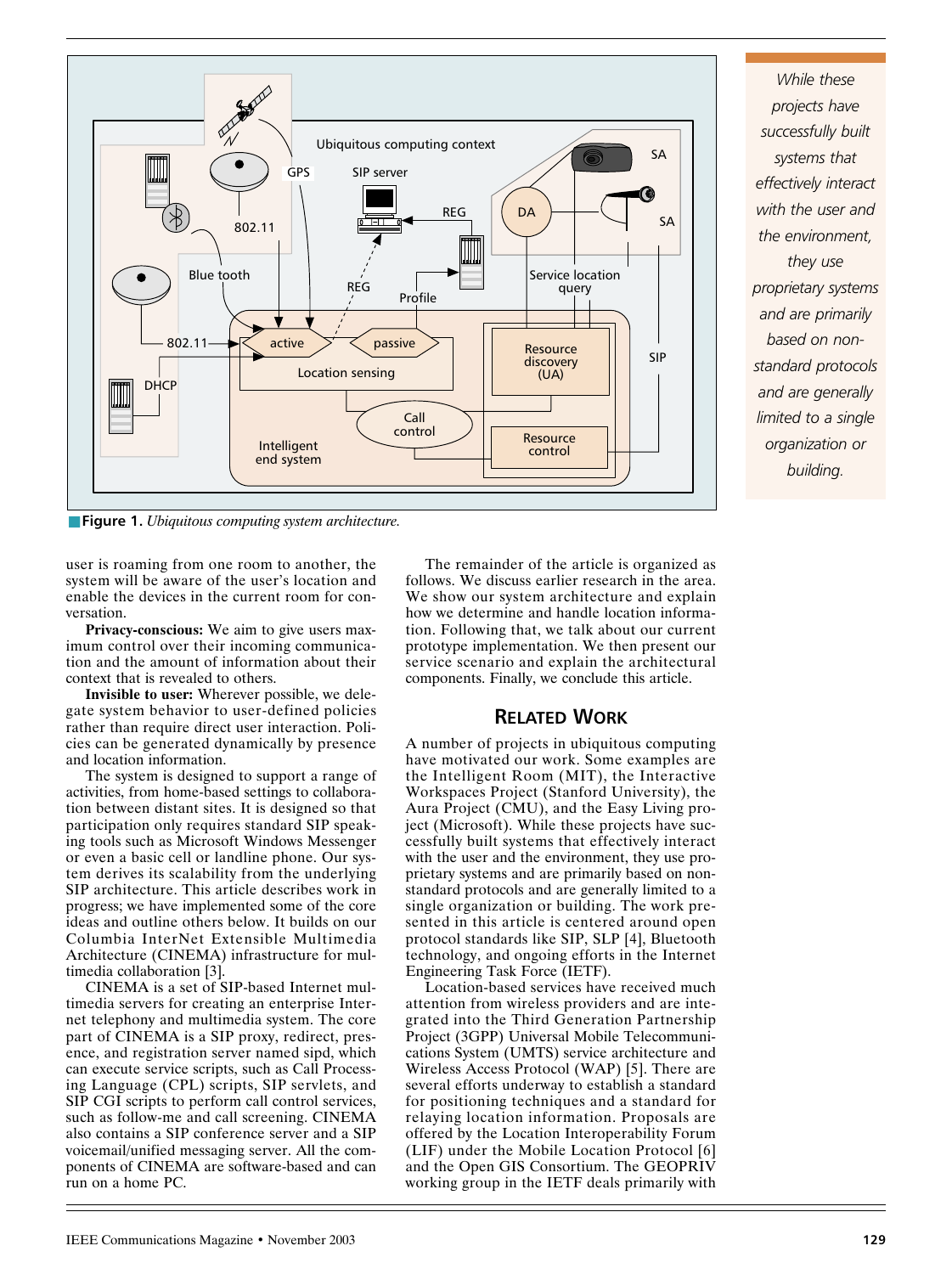Ubiquitous computing context

GPS

SIP server

802.11

REG

DA

SA

SA

Blue tooth

REG

Profile

Service location query

802.11

active

passive

Location sensing

Resource discovery (UA)

SIP

DHCP

Call control

Intelligent end system

Resource control

**Figure 1.** *Ubiquitous computing system architecture.*

> *While these projects have successfully built systems that effectively interact with the user and the environment, they use proprietary systems and are primarily based on non-standard protocols and are generally limited to a single organization or building.*

user is roaming from one room to another, the system will be aware of the user's location and enable the devices in the current room for conversation.

**Privacy-conscious:** We aim to give users maximum control over their incoming communication and the amount of information about their context that is revealed to others.

**Invisible to user:** Wherever possible, we delegate system behavior to user-defined policies rather than require direct user interaction. Policies can be generated dynamically by presence and location information.

The system is designed to support a range of activities, from home-based settings to collaboration between distant sites. It is designed so that participation only requires standard SIP speaking tools such as Microsoft Windows Messenger or even a basic cell or landline phone. Our system derives its scalability from the underlying SIP architecture. This article describes work in progress; we have implemented some of the core ideas and outline others below. It builds on our Columbia InterNet Extensible Multimedia Architecture (CINEMA) infrastructure for multimedia collaboration [3].

CINEMA is a set of SIP-based Internet multimedia servers for creating an enterprise Internet telephony and multimedia system. The core part of CINEMA is a SIP proxy, redirect, presence, and registration server named sipd, which can execute service scripts, such as Call Processing Language (CPL) scripts, SIP servlets, and SIP CGI scripts to perform call control services, such as follow-me and call screening. CINEMA also contains a SIP conference server and a SIP voicemail/unified messaging server. All the components of CINEMA are software-based and can run on a home PC.

The remainder of the article is organized as follows. We discuss earlier research in the area. We show our system architecture and explain how we determine and handle location information. Following that, we talk about our current prototype implementation. We then present our service scenario and explain the architectural components. Finally, we conclude this article.

## Related Work

A number of projects in ubiquitous computing have motivated our work. Some examples are the Intelligent Room (MIT), the Interactive Workspaces Project (Stanford University), the Aura Project (CMU), and the Easy Living project (Microsoft). While these projects have successfully built systems that effectively interact with the user and the environment, they use proprietary systems and are primarily based on non-standard protocols and are generally limited to a single organization or building. The work presented in this article is centered around open protocol standards like SIP, SLP [4], Bluetooth technology, and ongoing efforts in the Internet Engineering Task Force (IETF).

Location-based services have received much attention from wireless providers and are integrated into the Third Generation Partnership Project (3GPP) Universal Mobile Telecommunications System (UMTS) service architecture and Wireless Access Protocol (WAP) [5]. There are several efforts underway to establish a standard for positioning techniques and a standard for relaying location information. Proposals are offered by the Location Interoperability Forum (LIF) under the Mobile Location Protocol [6] and the Open GIS Consortium. The GEOPRIV working group in the IETF deals primarily with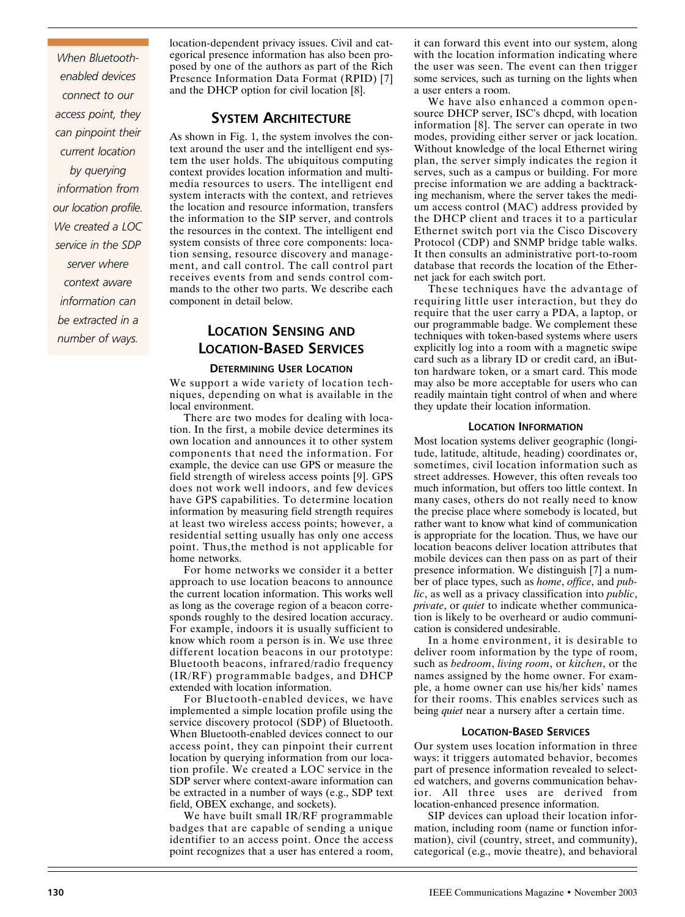location-dependent privacy issues. Civil and categorical presence information has also been proposed by one of the authors as part of the Rich Presence Information Data Format (RPID) [7] and the DHCP option for civil location [8].

## SYSTEM ARCHITECTURE

As shown in Fig. 1, the system involves the context around the user and the intelligent end system the user holds. The ubiquitous computing context provides location information and multimedia resources to users. The intelligent end system interacts with the context, and retrieves the location and resource information, transfers the information to the SIP server, and controls the resources in the context. The intelligent end system consists of three core components: location sensing, resource discovery and management, and call control. The call control part receives events from and sends control commands to the other two parts. We describe each component in detail below.

## LOCATION SENSING AND LOCATION-BASED SERVICES

### DETERMINING USER LOCATION

We support a wide variety of location techniques, depending on what is available in the local environment.

There are two modes for dealing with location. In the first, a mobile device determines its own location and announces it to other system components that need the information. For example, the device can use GPS or measure the field strength of wireless access points [9]. GPS does not work well indoors, and few devices have GPS capabilities. To determine location information by measuring field strength requires at least two wireless access points; however, a residential setting usually has only one access point. Thus,the method is not applicable for home networks.

For home networks we consider it a better approach to use location beacons to announce the current location information. This works well as long as the coverage region of a beacon corresponds roughly to the desired location accuracy. For example, indoors it is usually sufficient to know which room a person is in. We use three different location beacons in our prototype: Bluetooth beacons, infrared/radio frequency (IR/RF) programmable badges, and DHCP extended with location information.

For Bluetooth-enabled devices, we have implemented a simple location profile using the service discovery protocol (SDP) of Bluetooth. When Bluetooth-enabled devices connect to our access point, they can pinpoint their current location by querying information from our location profile. We created a LOC service in the SDP server where context-aware information can be extracted in a number of ways (e.g., SDP text field, OBEX exchange, and sockets).

*When Bluetooth-enabled devices connect to our access point, they can pinpoint their current location by querying information from our location profile. We created a LOC service in the SDP server where context aware information can be extracted in a number of ways.*

We have built small IR/RF programmable badges that are capable of sending a unique identifier to an access point. Once the access point recognizes that a user has entered a room, it can forward this event into our system, along with the location information indicating where the user was seen. The event can then trigger some services, such as turning on the lights when a user enters a room.

We have also enhanced a common open-source DHCP server, ISC's dhcpd, with location information [8]. The server can operate in two modes, providing either server or jack location. Without knowledge of the local Ethernet wiring plan, the server simply indicates the region it serves, such as a campus or building. For more precise information we are adding a backtracking mechanism, where the server takes the medium access control (MAC) address provided by the DHCP client and traces it to a particular Ethernet switch port via the Cisco Discovery Protocol (CDP) and SNMP bridge table walks. It then consults an administrative port-to-room database that records the location of the Ethernet jack for each switch port.

These techniques have the advantage of requiring little user interaction, but they do require that the user carry a PDA, a laptop, or our programmable badge. We complement these techniques with token-based systems where users explicitly log into a room with a magnetic swipe card such as a library ID or credit card, an iButton hardware token, or a smart card. This mode may also be more acceptable for users who can readily maintain tight control of when and where they update their location information.

### LOCATION INFORMATION

Most location systems deliver geographic (longitude, latitude, altitude, heading) coordinates or, sometimes, civil location information such as street addresses. However, this often reveals too much information, but offers too little context. In many cases, others do not really need to know the precise place where somebody is located, but rather want to know what kind of communication is appropriate for the location. Thus, we have our location beacons deliver location attributes that mobile devices can then pass on as part of their presence information. We distinguish [7] a number of place types, such as *home*, *office*, and *public*, as well as a privacy classification into *public*, *private*, or *quiet* to indicate whether communication is likely to be overheard or audio communication is considered undesirable.

In a home environment, it is desirable to deliver room information by the type of room, such as *bedroom*, *living room*, or *kitchen*, or the names assigned by the home owner. For example, a home owner can use his/her kids' names for their rooms. This enables services such as being *quiet* near a nursery after a certain time.

### LOCATION-BASED SERVICES

Our system uses location information in three ways: it triggers automated behavior, becomes part of presence information revealed to selected watchers, and governs communication behavior. All three uses are derived from location-enhanced presence information.

SIP devices can upload their location information, including room (name or function information), civil (country, street, and community), categorical (e.g., movie theatre), and behavioral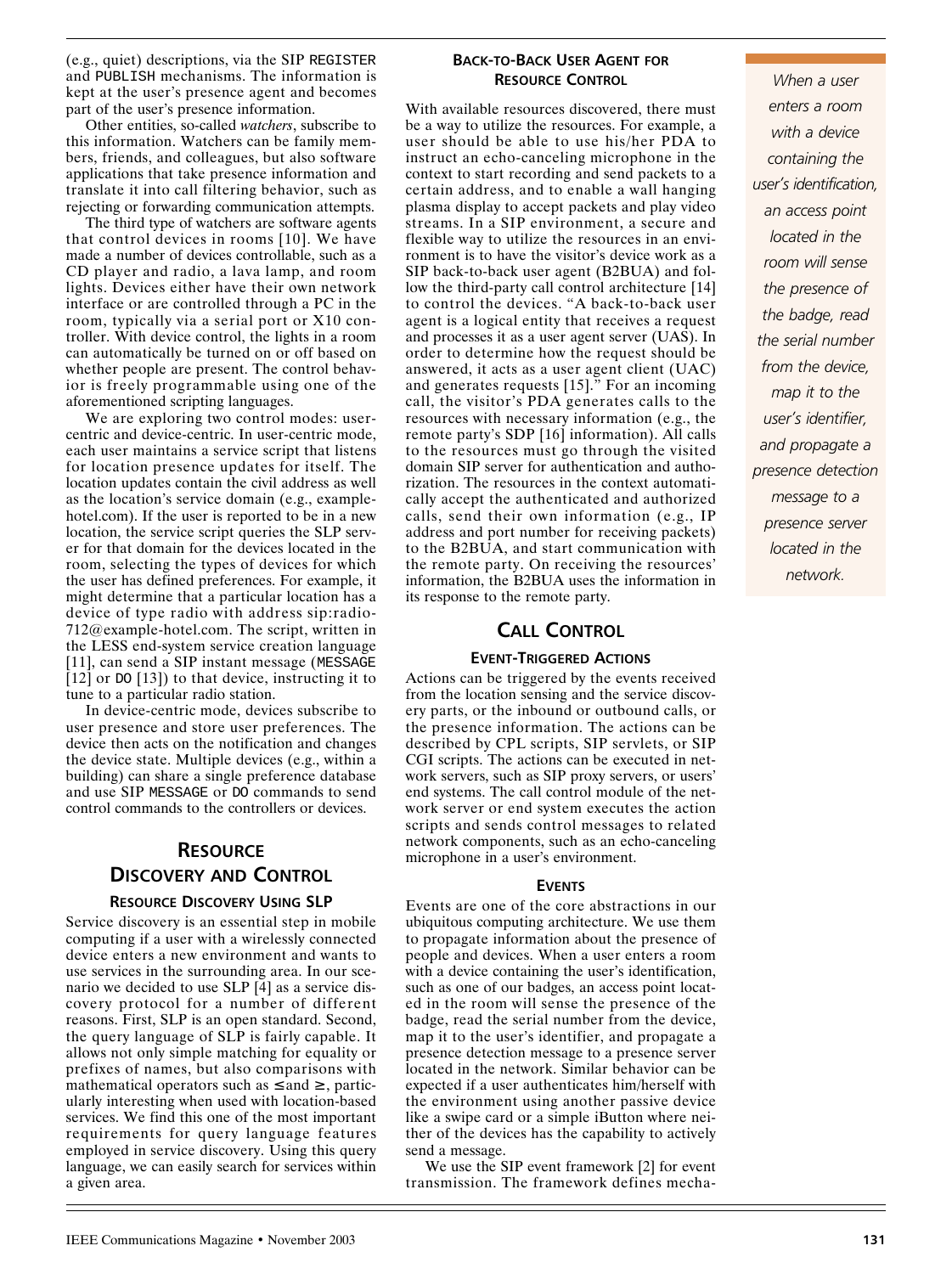(e.g., quiet) descriptions, via the SIP REGISTER and PUBLISH mechanisms. The information is kept at the user's presence agent and becomes part of the user's presence information.

Other entities, so-called *watchers*, subscribe to this information. Watchers can be family members, friends, and colleagues, but also software applications that take presence information and translate it into call filtering behavior, such as rejecting or forwarding communication attempts.

The third type of watchers are software agents that control devices in rooms [10]. We have made a number of devices controllable, such as a CD player and radio, a lava lamp, and room lights. Devices either have their own network interface or are controlled through a PC in the room, typically via a serial port or X10 controller. With device control, the lights in a room can automatically be turned on or off based on whether people are present. The control behavior is freely programmable using one of the aforementioned scripting languages.

We are exploring two control modes: user-centric and device-centric. In user-centric mode, each user maintains a service script that listens for location presence updates for itself. The location updates contain the civil address as well as the location's service domain (e.g., example-hotel.com). If the user is reported to be in a new location, the service script queries the SLP server for that domain for the devices located in the room, selecting the types of devices for which the user has defined preferences. For example, it might determine that a particular location has a device of type radio with address sip:radio-712@example-hotel.com. The script, written in the LESS end-system service creation language [11], can send a SIP instant message (MESSAGE [12] or DO [13]) to that device, instructing it to tune to a particular radio station.

In device-centric mode, devices subscribe to user presence and store user preferences. The device then acts on the notification and changes the device state. Multiple devices (e.g., within a building) can share a single preference database and use SIP MESSAGE or DO commands to send control commands to the controllers or devices.

## Resource Discovery and Control

### Resource Discovery Using SLP

Service discovery is an essential step in mobile computing if a user with a wirelessly connected device enters a new environment and wants to use services in the surrounding area. In our scenario we decided to use SLP [4] as a service discovery protocol for a number of different reasons. First, SLP is an open standard. Second, the query language of SLP is fairly capable. It allows not only simple matching for equality or prefixes of names, but also comparisons with mathematical operators such as ≤ and ≥, particularly interesting when used with location-based services. We find this one of the most important requirements for query language features employed in service discovery. Using this query language, we can easily search for services within a given area.

### Back-to-Back User Agent for Resource Control

With available resources discovered, there must be a way to utilize the resources. For example, a user should be able to use his/her PDA to instruct an echo-canceling microphone in the context to start recording and send packets to a certain address, and to enable a wall hanging plasma display to accept packets and play video streams. In a SIP environment, a secure and flexible way to utilize the resources in an environment is to have the visitor's device work as a SIP back-to-back user agent (B2BUA) and follow the third-party call control architecture [14] to control the devices. "A back-to-back user agent is a logical entity that receives a request and processes it as a user agent server (UAS). In order to determine how the request should be answered, it acts as a user agent client (UAC) and generates requests [15]." For an incoming call, the visitor's PDA generates calls to the resources with necessary information (e.g., the remote party's SDP [16] information). All calls to the resources must go through the visited domain SIP server for authentication and authorization. The resources in the context automatically accept the authenticated and authorized calls, send their own information (e.g., IP address and port number for receiving packets) to the B2BUA, and start communication with the remote party. On receiving the resources' information, the B2BUA uses the information in its response to the remote party.

## Call Control

### Event-Triggered Actions

Actions can be triggered by the events received from the location sensing and the service discovery parts, or the inbound or outbound calls, or the presence information. The actions can be described by CPL scripts, SIP servlets, or SIP CGI scripts. The actions can be executed in network servers, such as SIP proxy servers, or users' end systems. The call control module of the network server or end system executes the action scripts and sends control messages to related network components, such as an echo-canceling microphone in a user's environment.

### Events

Events are one of the core abstractions in our ubiquitous computing architecture. We use them to propagate information about the presence of people and devices. When a user enters a room with a device containing the user's identification, such as one of our badges, an access point located in the room will sense the presence of the badge, read the serial number from the device, map it to the user's identifier, and propagate a presence detection message to a presence server located in the network. Similar behavior can be expected if a user authenticates him/herself with the environment using another passive device like a swipe card or a simple iButton where neither of the devices has the capability to actively send a message.

We use the SIP event framework [2] for event transmission. The framework defines mecha-

*When a user enters a room with a device containing the user's identification, an access point located in the room will sense the presence of the badge, read the serial number from the device, map it to the user's identifier, and propagate a presence detection message to a presence server located in the network.*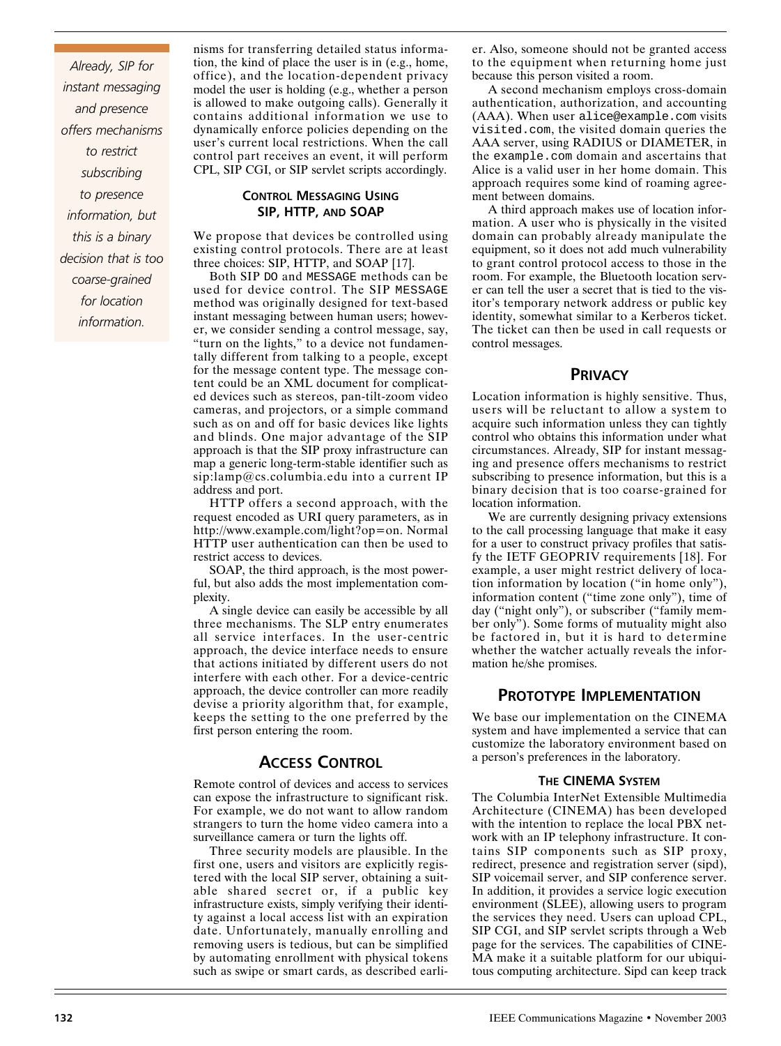nisms for transferring detailed status information, the kind of place the user is in (e.g., home, office), and the location-dependent privacy model the user is holding (e.g., whether a person is allowed to make outgoing calls). Generally it contains additional information we use to dynamically enforce policies depending on the user's current local restrictions. When the call control part receives an event, it will perform CPL, SIP CGI, or SIP servlet scripts accordingly.

## Control Messaging Using SIP, HTTP, and SOAP

We propose that devices be controlled using existing control protocols. There are at least three choices: SIP, HTTP, and SOAP [17].

Both SIP DO and MESSAGE methods can be used for device control. The SIP MESSAGE method was originally designed for text-based instant messaging between human users; however, we consider sending a control message, say, "turn on the lights," to a device not fundamentally different from talking to a people, except for the message content type. The message content could be an XML document for complicated devices such as stereos, pan-tilt-zoom video cameras, and projectors, or a simple command such as on and off for basic devices like lights and blinds. One major advantage of the SIP approach is that the SIP proxy infrastructure can map a generic long-term-stable identifier such as sip:lamp@cs.columbia.edu into a current IP address and port.

HTTP offers a second approach, with the request encoded as URI query parameters, as in http://www.example.com/light?op=on. Normal HTTP user authentication can then be used to restrict access to devices.

SOAP, the third approach, is the most powerful, but also adds the most implementation complexity.

A single device can easily be accessible by all three mechanisms. The SLP entry enumerates all service interfaces. In the user-centric approach, the device interface needs to ensure that actions initiated by different users do not interfere with each other. For a device-centric approach, the device controller can more readily devise a priority algorithm that, for example, keeps the setting to the one preferred by the first person entering the room.

## Access Control

Remote control of devices and access to services can expose the infrastructure to significant risk. For example, we do not want to allow random strangers to turn the home video camera into a surveillance camera or turn the lights off.

Three security models are plausible. In the first one, users and visitors are explicitly registered with the local SIP server, obtaining a suitable shared secret or, if a public key infrastructure exists, simply verifying their identity against a local access list with an expiration date. Unfortunately, manually enrolling and removing users is tedious, but can be simplified by automating enrollment with physical tokens such as swipe or smart cards, as described earlier. Also, someone should not be granted access to the equipment when returning home just because this person visited a room.

A second mechanism employs cross-domain authentication, authorization, and accounting (AAA). When user `alice@example.com` visits `visited.com`, the visited domain queries the AAA server, using RADIUS or DIAMETER, in the `example.com` domain and ascertains that Alice is a valid user in her home domain. This approach requires some kind of roaming agreement between domains.

A third approach makes use of location information. A user who is physically in the visited domain can probably already manipulate the equipment, so it does not add much vulnerability to grant control protocol access to those in the room. For example, the Bluetooth location server can tell the user a secret that is tied to the visitor's temporary network address or public key identity, somewhat similar to a Kerberos ticket. The ticket can then be used in call requests or control messages.

## Privacy

Location information is highly sensitive. Thus, users will be reluctant to allow a system to acquire such information unless they can tightly control who obtains this information under what circumstances. Already, SIP for instant messaging and presence offers mechanisms to restrict subscribing to presence information, but this is a binary decision that is too coarse-grained for location information.

We are currently designing privacy extensions to the call processing language that make it easy for a user to construct privacy profiles that satisfy the IETF GEOPRIV requirements [18]. For example, a user might restrict delivery of location information by location ("in home only"), information content ("time zone only"), time of day ("night only"), or subscriber ("family member only"). Some forms of mutuality might also be factored in, but it is hard to determine whether the watcher actually reveals the information he/she promises.

## Prototype Implementation

We base our implementation on the CINEMA system and have implemented a service that can customize the laboratory environment based on a person's preferences in the laboratory.

### The CINEMA System

The Columbia InterNet Extensible Multimedia Architecture (CINEMA) has been developed with the intention to replace the local PBX network with an IP telephony infrastructure. It contains SIP components such as SIP proxy, redirect, presence and registration server (sipd), SIP voicemail server, and SIP conference server. In addition, it provides a service logic execution environment (SLEE), allowing users to program the services they need. Users can upload CPL, SIP CGI, and SIP servlet scripts through a Web page for the services. The capabilities of CINEMA make it a suitable platform for our ubiquitous computing architecture. Sipd can keep track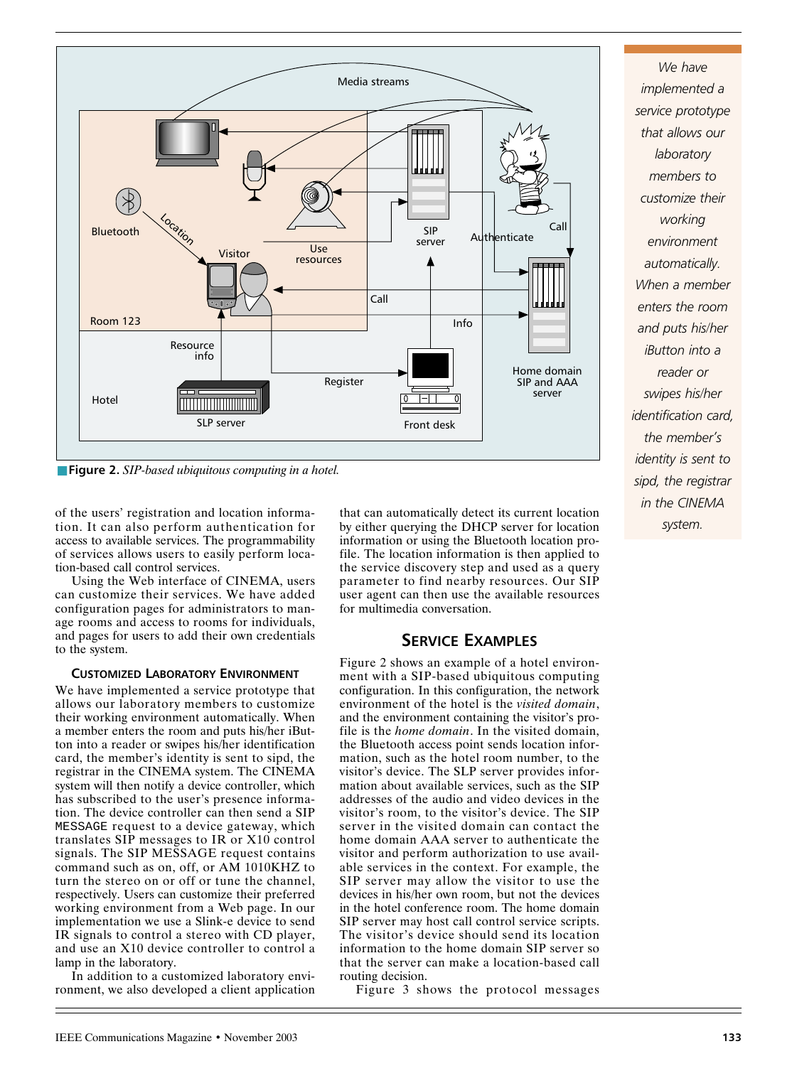**Figure 2.** *SIP-based ubiquitous computing in a hotel.*

of the users' registration and location information. It can also perform authentication for access to available services. The programmability of services allows users to easily perform location-based call control services.

Using the Web interface of CINEMA, users can customize their services. We have added configuration pages for administrators to manage rooms and access to rooms for individuals, and pages for users to add their own credentials to the system.

### Customized Laboratory Environment

We have implemented a service prototype that allows our laboratory members to customize their working environment automatically. When a member enters the room and puts his/her iButton into a reader or swipes his/her identification card, the member's identity is sent to sipd, the registrar in the CINEMA system. The CINEMA system will then notify a device controller, which has subscribed to the user's presence information. The device controller can then send a SIP `MESSAGE` request to a device gateway, which translates SIP messages to IR or X10 control signals. The SIP MESSAGE request contains command such as on, off, or AM 1010KHZ to turn the stereo on or off or tune the channel, respectively. Users can customize their preferred working environment from a Web page. In our implementation we use a Slink-e device to send IR signals to control a stereo with CD player, and use an X10 device controller to control a lamp in the laboratory.

In addition to a customized laboratory environment, we also developed a client application that can automatically detect its current location by either querying the DHCP server for location information or using the Bluetooth location profile. The location information is then applied to the service discovery step and used as a query parameter to find nearby resources. Our SIP user agent can then use the available resources for multimedia conversation.

*We have implemented a service prototype that allows our laboratory members to customize their working environment automatically. When a member enters the room and puts his/her iButton into a reader or swipes his/her identification card, the member's identity is sent to sipd, the registrar in the CINEMA system.*

## Service Examples

Figure 2 shows an example of a hotel environment with a SIP-based ubiquitous computing configuration. In this configuration, the network environment of the hotel is the *visited domain*, and the environment containing the visitor's profile is the *home domain*. In the visited domain, the Bluetooth access point sends location information, such as the hotel room number, to the visitor's device. The SLP server provides information about available services, such as the SIP addresses of the audio and video devices in the visitor's room, to the visitor's device. The SIP server in the visited domain can contact the home domain AAA server to authenticate the visitor and perform authorization to use available services in the context. For example, the SIP server may allow the visitor to use the devices in his/her own room, but not the devices in the hotel conference room. The home domain SIP server may host call control service scripts. The visitor's device should send its location information to the home domain SIP server so that the server can make a location-based call routing decision.

Figure 3 shows the protocol messages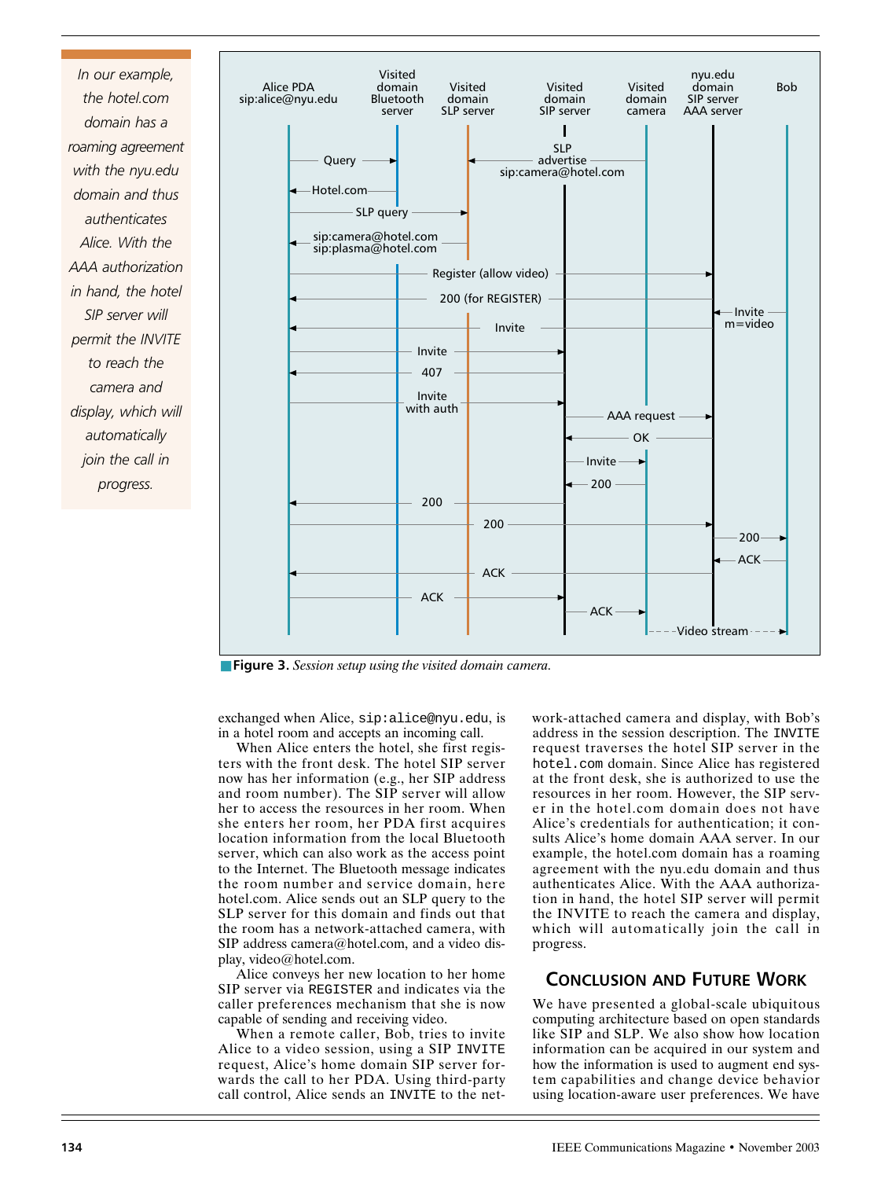In our example, the hotel.com domain has a roaming agreement with the nyu.edu domain and thus authenticates Alice. With the AAA authorization in hand, the hotel SIP server will permit the INVITE to reach the camera and display, which will automatically join the call in progress.

**Figure 3.** *Session setup using the visited domain camera.*

exchanged when Alice, sip:alice@nyu.edu, is in a hotel room and accepts an incoming call.

When Alice enters the hotel, she first registers with the front desk. The hotel SIP server now has her information (e.g., her SIP address and room number). The SIP server will allow her to access the resources in her room. When she enters her room, her PDA first acquires location information from the local Bluetooth server, which can also work as the access point to the Internet. The Bluetooth message indicates the room number and service domain, here hotel.com. Alice sends out an SLP query to the SLP server for this domain and finds out that the room has a network-attached camera, with SIP address camera@hotel.com, and a video display, video@hotel.com.

Alice conveys her new location to her home SIP server via REGISTER and indicates via the caller preferences mechanism that she is now capable of sending and receiving video.

When a remote caller, Bob, tries to invite Alice to a video session, using a SIP INVITE request, Alice's home domain SIP server forwards the call to her PDA. Using third-party call control, Alice sends an INVITE to the network-attached camera and display, with Bob's address in the session description. The INVITE request traverses the hotel SIP server in the hotel.com domain. Since Alice has registered at the front desk, she is authorized to use the resources in her room. However, the SIP server in the hotel.com domain does not have Alice's credentials for authentication; it consults Alice's home domain AAA server. In our example, the hotel.com domain has a roaming agreement with the nyu.edu domain and thus authenticates Alice. With the AAA authorization in hand, the hotel SIP server will permit the INVITE to reach the camera and display, which will automatically join the call in progress.

## Conclusion and Future Work

We have presented a global-scale ubiquitous computing architecture based on open standards like SIP and SLP. We also show how location information can be acquired in our system and how the information is used to augment end system capabilities and change device behavior using location-aware user preferences. We have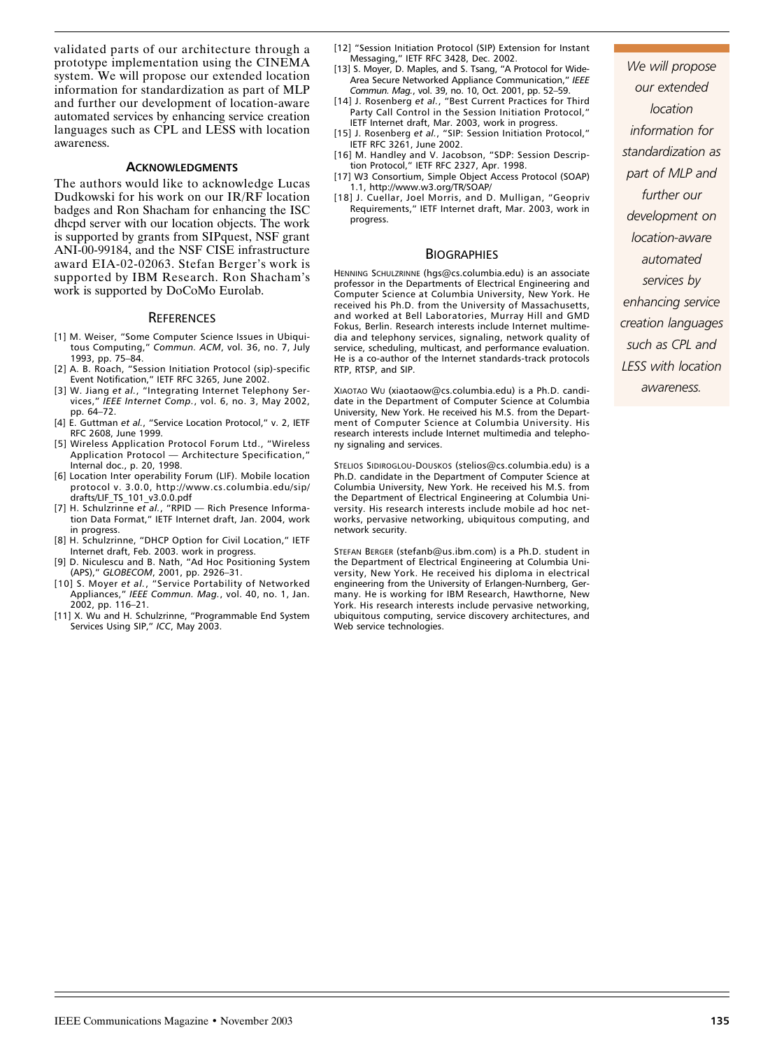validated parts of our architecture through a prototype implementation using the CINEMA system. We will propose our extended location information for standardization as part of MLP and further our development of location-aware automated services by enhancing service creation languages such as CPL and LESS with location awareness.

### ACKNOWLEDGMENTS

The authors would like to acknowledge Lucas Dudkowski for his work on our IR/RF location badges and Ron Shacham for enhancing the ISC dhcpd server with our location objects. The work is supported by grants from SIPquest, NSF grant ANI-00-99184, and the NSF CISE infrastructure award EIA-02-02063. Stefan Berger's work is supported by IBM Research. Ron Shacham's work is supported by DoCoMo Eurolab.

### REFERENCES

[1] M. Weiser, "Some Computer Science Issues in Ubiquitous Computing," *Commun. ACM*, vol. 36, no. 7, July 1993, pp. 75–84.

[2] A. B. Roach, "Session Initiation Protocol (sip)-specific Event Notification," IETF RFC 3265, June 2002.

[3] W. Jiang *et al.*, "Integrating Internet Telephony Services," *IEEE Internet Comp.*, vol. 6, no. 3, May 2002, pp. 64–72.

[4] E. Guttman *et al.*, "Service Location Protocol," v. 2, IETF RFC 2608, June 1999.

[5] Wireless Application Protocol Forum Ltd., "Wireless Application Protocol — Architecture Specification," Internal doc., p. 20, 1998.

[6] Location Inter operability Forum (LIF). Mobile location protocol v. 3.0.0, http://www.cs.columbia.edu/sip/drafts/LIF_TS_101_v3.0.0.pdf

[7] H. Schulzrinne *et al.*, "RPID — Rich Presence Information Data Format," IETF Internet draft, Jan. 2004, work in progress.

[8] H. Schulzrinne, "DHCP Option for Civil Location," IETF Internet draft, Feb. 2003. work in progress.

[9] D. Niculescu and B. Nath, "Ad Hoc Positioning System (APS)," *GLOBECOM*, 2001, pp. 2926–31.

[10] S. Moyer *et al.*, "Service Portability of Networked Appliances," *IEEE Commun. Mag.*, vol. 40, no. 1, Jan. 2002, pp. 116–21.

[11] X. Wu and H. Schulzrinne, "Programmable End System Services Using SIP," *ICC*, May 2003.

[12] "Session Initiation Protocol (SIP) Extension for Instant Messaging," IETF RFC 3428, Dec. 2002.

[13] S. Moyer, D. Maples, and S. Tsang, "A Protocol for Wide-Area Secure Networked Appliance Communication," *IEEE Commun. Mag.*, vol. 39, no. 10, Oct. 2001, pp. 52–59.

[14] J. Rosenberg *et al.*, "Best Current Practices for Third Party Call Control in the Session Initiation Protocol," IETF Internet draft, Mar. 2003, work in progress.

[15] J. Rosenberg *et al.*, "SIP: Session Initiation Protocol," IETF RFC 3261, June 2002.

[16] M. Handley and V. Jacobson, "SDP: Session Description Protocol," IETF RFC 2327, Apr. 1998.

[17] W3 Consortium, Simple Object Access Protocol (SOAP) 1.1, http://www.w3.org/TR/SOAP/

[18] J. Cuellar, Joel Morris, and D. Mulligan, "Geopriv Requirements," IETF Internet draft, Mar. 2003, work in progress.

### BIOGRAPHIES

HENNING SCHULZRINNE (hgs@cs.columbia.edu) is an associate professor in the Departments of Electrical Engineering and Computer Science at Columbia University, New York. He received his Ph.D. from the University of Massachusetts, and worked at Bell Laboratories, Murray Hill and GMD Fokus, Berlin. Research interests include Internet multimedia and telephony services, signaling, network quality of service, scheduling, multicast, and performance evaluation. He is a co-author of the Internet standards-track protocols RTP, RTSP, and SIP.

XIAOTAO WU (xiaotaow@cs.columbia.edu) is a Ph.D. candidate in the Department of Computer Science at Columbia University, New York. He received his M.S. from the Department of Computer Science at Columbia University. His research include Internet multimedia and telephony signaling and services.

STELIOS SIDIROGLOU-DOUSKOS (stelios@cs.columbia.edu) is a Ph.D. candidate in the Department of Computer Science at Columbia University, New York. He received his M.S. from the Department of Electrical Engineering at Columbia University. His research interests include mobile ad hoc networks, pervasive networking, ubiquitous computing, and network security.

STEFAN BERGER (stefanb@us.ibm.com) is a Ph.D. student in the Department of Electrical Engineering at Columbia University, New York. He received his diploma in electrical engineering from the University of Erlangen-Nurnberg, Germany. He is working for IBM Research, Hawthorne, New York. His research interests include pervasive networking, ubiquitous computing, service discovery architectures, and Web service technologies.

*We will propose our extended location information for standardization as part of MLP and further our development on location-aware automated services by enhancing service creation languages such as CPL and LESS with location awareness.*